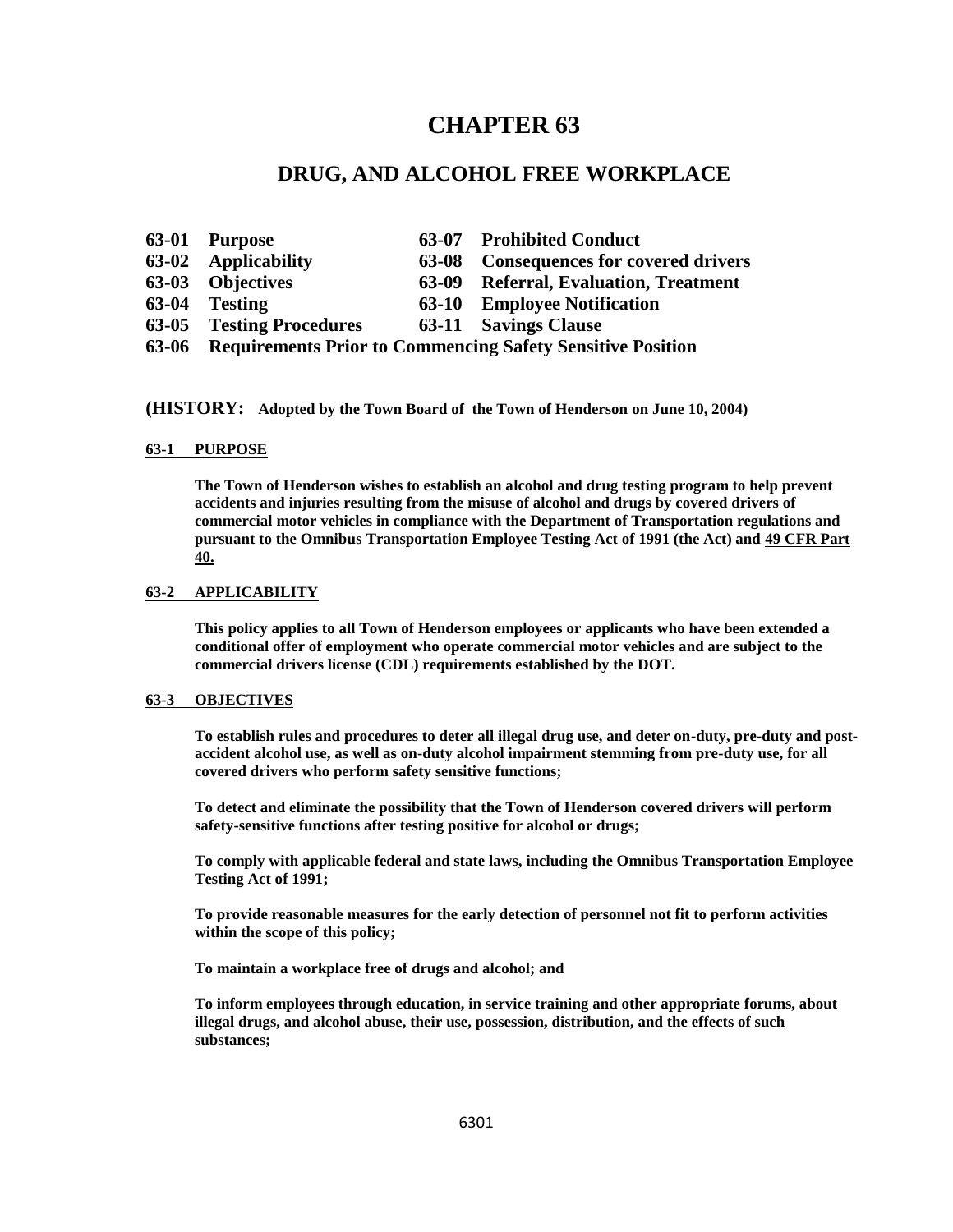# CHAPTER 63

## DRUG, AND ALCOHOL FREE WORKPLACE

| | | | |
|---|---|---|---|
| **63-01** | **Purpose** | **63-07** | **Prohibited Conduct** |
| **63-02** | **Applicability** | **63-08** | **Consequences for covered drivers** |
| **63-03** | **Objectives** | **63-09** | **Referral, Evaluation, Treatment** |
| **63-04** | **Testing** | **63-10** | **Employee Notification** |
| **63-05** | **Testing Procedures** | **63-11** | **Savings Clause** |
| **63-06** | **Requirements Prior to Commencing Safety Sensitive Position** | | |

**(HISTORY: Adopted by the Town Board of the Town of Henderson on June 10, 2004)**

### 63-1 PURPOSE

**The Town of Henderson wishes to establish an alcohol and drug testing program to help prevent accidents and injuries resulting from the misuse of alcohol and drugs by covered drivers of commercial motor vehicles in compliance with the Department of Transportation regulations and pursuant to the Omnibus Transportation Employee Testing Act of 1991 (the Act) and 49 CFR Part 40.**

### 63-2 APPLICABILITY

**This policy applies to all Town of Henderson employees or applicants who have been extended a conditional offer of employment who operate commercial motor vehicles and are subject to the commercial drivers license (CDL) requirements established by the DOT.**

### 63-3 OBJECTIVES

**To establish rules and procedures to deter all illegal drug use, and deter on-duty, pre-duty and post-accident alcohol use, as well as on-duty alcohol impairment stemming from pre-duty use, for all covered drivers who perform safety sensitive functions;**

**To detect and eliminate the possibility that the Town of Henderson covered drivers will perform safety-sensitive functions after testing positive for alcohol or drugs;**

**To comply with applicable federal and state laws, including the Omnibus Transportation Employee Testing Act of 1991;**

**To provide reasonable measures for the early detection of personnel not fit to perform activities within the scope of this policy;**

**To maintain a workplace free of drugs and alcohol; and**

**To inform employees through education, in service training and other appropriate forums, about illegal drugs, and alcohol abuse, their use, possession, distribution, and the effects of such substances;**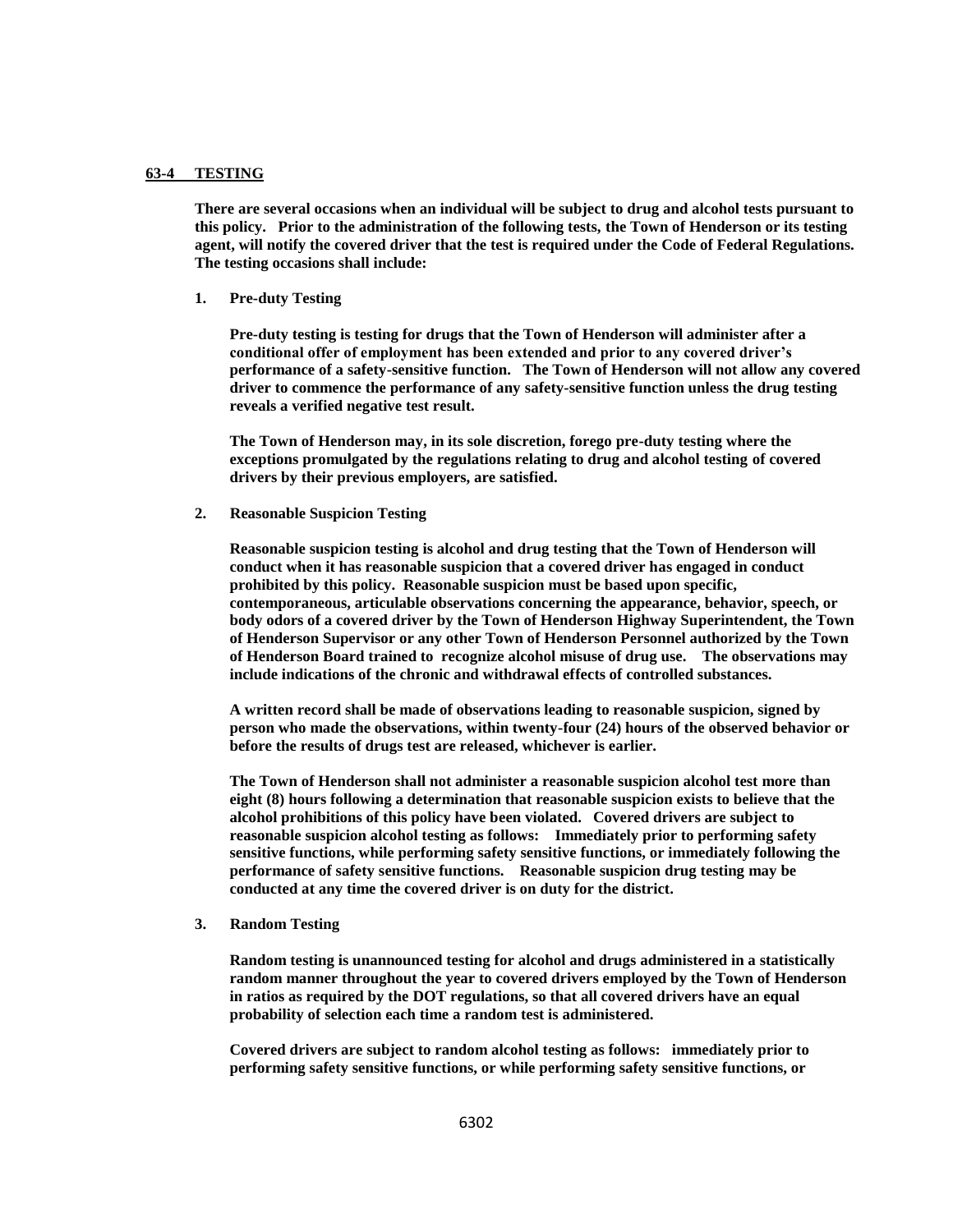## 63-4 TESTING

**There are several occasions when an individual will be subject to drug and alcohol tests pursuant to this policy. Prior to the administration of the following tests, the Town of Henderson or its testing agent, will notify the covered driver that the test is required under the Code of Federal Regulations. The testing occasions shall include:**

**1. Pre-duty Testing**

**Pre-duty testing is testing for drugs that the Town of Henderson will administer after a conditional offer of employment has been extended and prior to any covered driver's performance of a safety-sensitive function. The Town of Henderson will not allow any covered driver to commence the performance of any safety-sensitive function unless the drug testing reveals a verified negative test result.**

**The Town of Henderson may, in its sole discretion, forego pre-duty testing where the exceptions promulgated by the regulations relating to drug and alcohol testing of covered drivers by their previous employers, are satisfied.**

**2. Reasonable Suspicion Testing**

**Reasonable suspicion testing is alcohol and drug testing that the Town of Henderson will conduct when it has reasonable suspicion that a covered driver has engaged in conduct prohibited by this policy. Reasonable suspicion must be based upon specific, contemporaneous, articulable observations concerning the appearance, behavior, speech, or body odors of a covered driver by the Town of Henderson Highway Superintendent, the Town of Henderson Supervisor or any other Town of Henderson Personnel authorized by the Town of Henderson Board trained to recognize alcohol misuse of drug use. The observations may include indications of the chronic and withdrawal effects of controlled substances.**

**A written record shall be made of observations leading to reasonable suspicion, signed by person who made the observations, within twenty-four (24) hours of the observed behavior or before the results of drugs test are released, whichever is earlier.**

**The Town of Henderson shall not administer a reasonable suspicion alcohol test more than eight (8) hours following a determination that reasonable suspicion exists to believe that the alcohol prohibitions of this policy have been violated. Covered drivers are subject to reasonable suspicion alcohol testing as follows: Immediately prior to performing safety sensitive functions, while performing safety sensitive functions, or immediately following the performance of safety sensitive functions. Reasonable suspicion drug testing may be conducted at any time the covered driver is on duty for the district.**

**3. Random Testing**

**Random testing is unannounced testing for alcohol and drugs administered in a statistically random manner throughout the year to covered drivers employed by the Town of Henderson in ratios as required by the DOT regulations, so that all covered drivers have an equal probability of selection each time a random test is administered.**

**Covered drivers are subject to random alcohol testing as follows: immediately prior to performing safety sensitive functions, or while performing safety sensitive functions, or**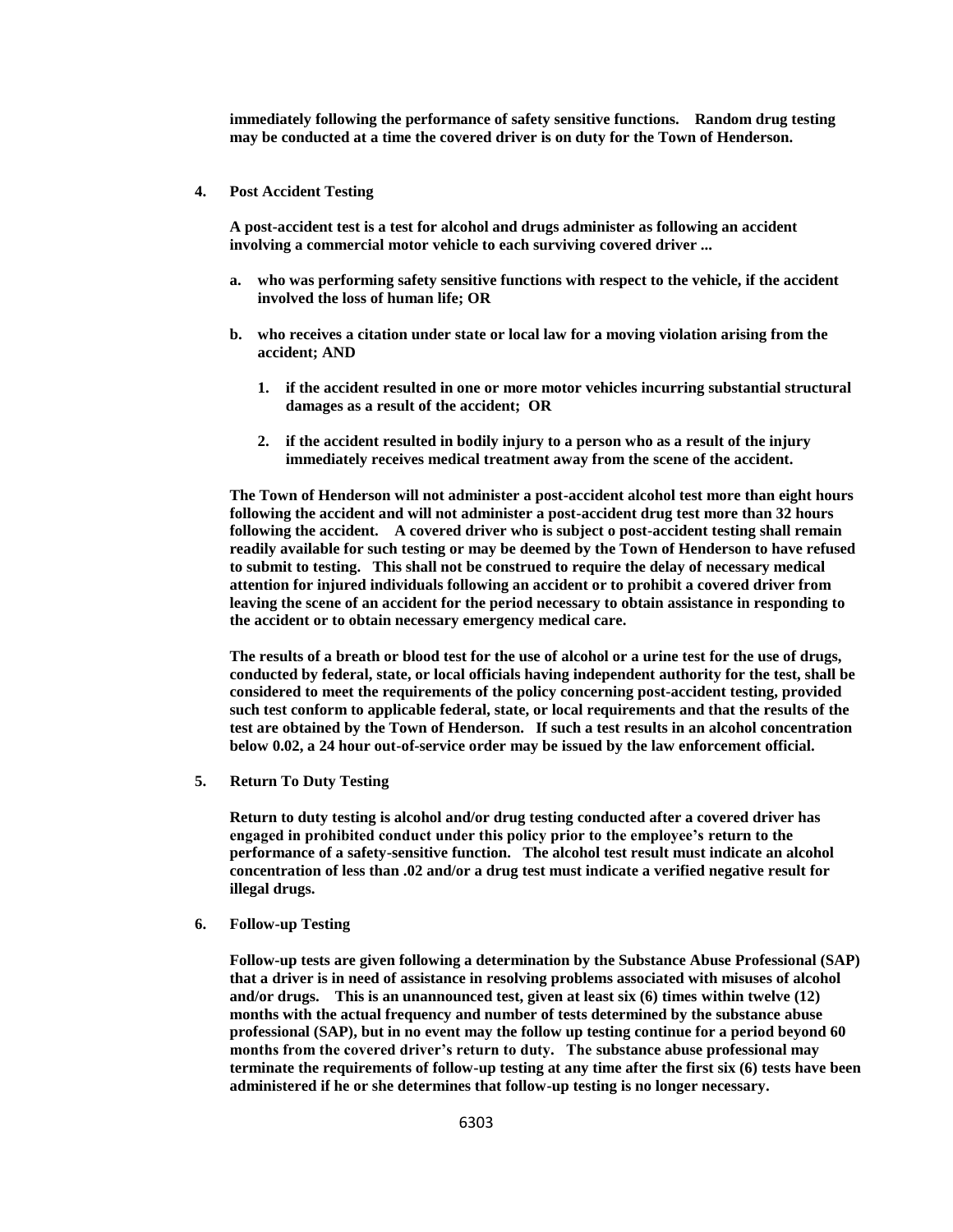**immediately following the performance of safety sensitive functions. Random drug testing may be conducted at a time the covered driver is on duty for the Town of Henderson.**

4. **Post Accident Testing**

   **A post-accident test is a test for alcohol and drugs administer as following an accident involving a commercial motor vehicle to each surviving covered driver ...**

   a. **who was performing safety sensitive functions with respect to the vehicle, if the accident involved the loss of human life; OR**

   b. **who receives a citation under state or local law for a moving violation arising from the accident; AND**

      1. **if the accident resulted in one or more motor vehicles incurring substantial structural damages as a result of the accident; OR**

      2. **if the accident resulted in bodily injury to a person who as a result of the injury immediately receives medical treatment away from the scene of the accident.**

   **The Town of Henderson will not administer a post-accident alcohol test more than eight hours following the accident and will not administer a post-accident drug test more than 32 hours following the accident. A covered driver who is subject o post-accident testing shall remain readily available for such testing or may be deemed by the Town of Henderson to have refused to submit to testing. This shall not be construed to require the delay of necessary medical attention for injured individuals following an accident or to prohibit a covered driver from leaving the scene of an accident for the period necessary to obtain assistance in responding to the accident or to obtain necessary emergency medical care.**

   **The results of a breath or blood test for the use of alcohol or a urine test for the use of drugs, conducted by federal, state, or local officials having independent authority for the test, shall be considered to meet the requirements of the policy concerning post-accident testing, provided such test conform to applicable federal, state, or local requirements and that the results of the test are obtained by the Town of Henderson. If such a test results in an alcohol concentration below 0.02, a 24 hour out-of-service order may be issued by the law enforcement official.**

5. **Return To Duty Testing**

   **Return to duty testing is alcohol and/or drug testing conducted after a covered driver has engaged in prohibited conduct under this policy prior to the employee's return to the performance of a safety-sensitive function. The alcohol test result must indicate an alcohol concentration of less than .02 and/or a drug test must indicate a verified negative result for illegal drugs.**

6. **Follow-up Testing**

   **Follow-up tests are given following a determination by the Substance Abuse Professional (SAP) that a driver is in need of assistance in resolving problems associated with misuses of alcohol and/or drugs. This is an unannounced test, given at least six (6) times within twelve (12) months with the actual frequency and number of tests determined by the substance abuse professional (SAP), but in no event may the follow up testing continue for a period beyond 60 months from the covered driver's return to duty. The substance abuse professional may terminate the requirements of follow-up testing at any time after the first six (6) tests have been administered if he or she determines that follow-up testing is no longer necessary.**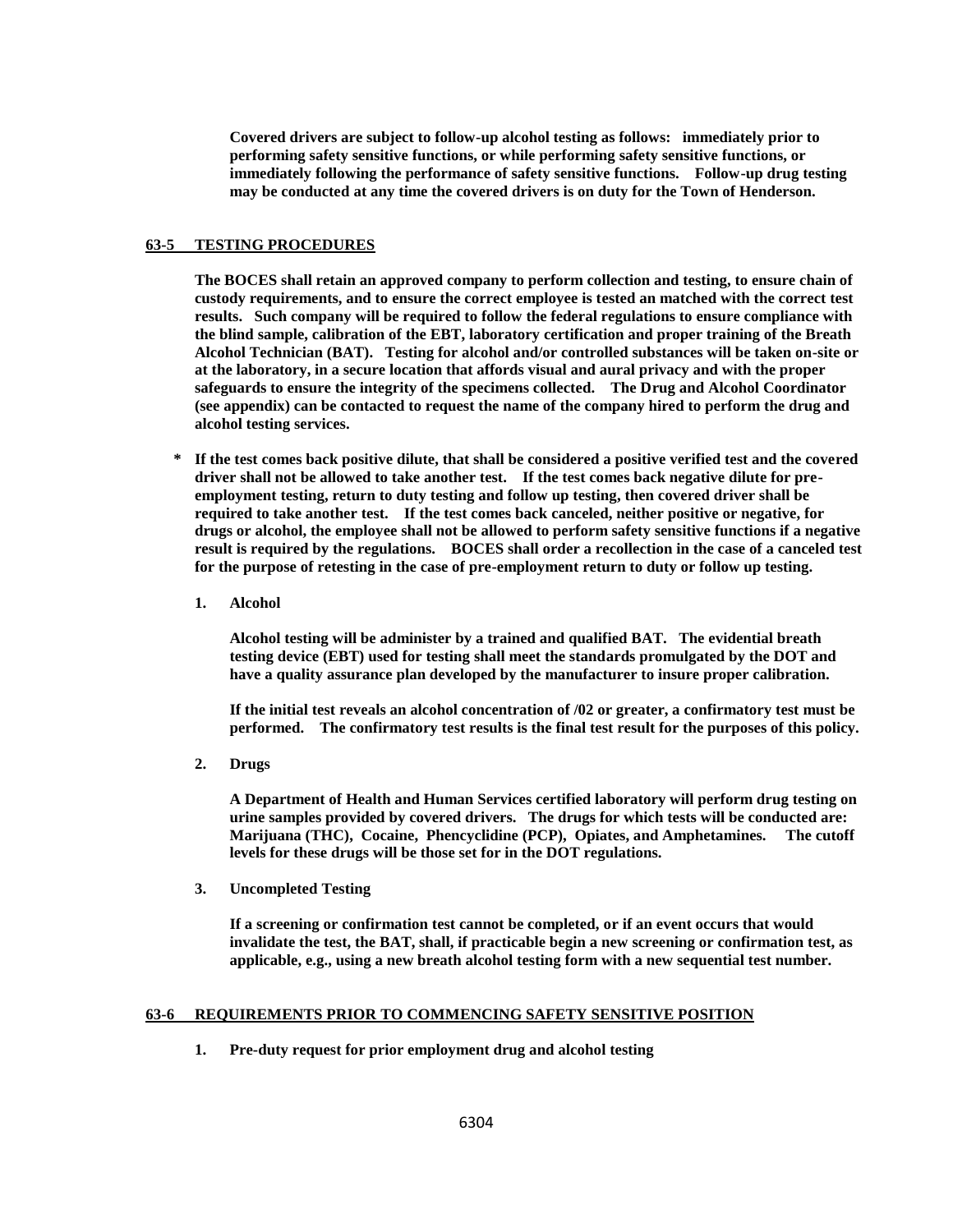**Covered drivers are subject to follow-up alcohol testing as follows: immediately prior to performing safety sensitive functions, or while performing safety sensitive functions, or immediately following the performance of safety sensitive functions. Follow-up drug testing may be conducted at any time the covered drivers is on duty for the Town of Henderson.**

## 63-5 TESTING PROCEDURES

**The BOCES shall retain an approved company to perform collection and testing, to ensure chain of custody requirements, and to ensure the correct employee is tested an matched with the correct test results. Such company will be required to follow the federal regulations to ensure compliance with the blind sample, calibration of the EBT, laboratory certification and proper training of the Breath Alcohol Technician (BAT). Testing for alcohol and/or controlled substances will be taken on-site or at the laboratory, in a secure location that affords visual and aural privacy and with the proper safeguards to ensure the integrity of the specimens collected. The Drug and Alcohol Coordinator (see appendix) can be contacted to request the name of the company hired to perform the drug and alcohol testing services.**

**\* If the test comes back positive dilute, that shall be considered a positive verified test and the covered driver shall not be allowed to take another test. If the test comes back negative dilute for pre-employment testing, return to duty testing and follow up testing, then covered driver shall be required to take another test. If the test comes back canceled, neither positive or negative, for drugs or alcohol, the employee shall not be allowed to perform safety sensitive functions if a negative result is required by the regulations. BOCES shall order a recollection in the case of a canceled test for the purpose of retesting in the case of pre-employment return to duty or follow up testing.**

1. **Alcohol**

   **Alcohol testing will be administer by a trained and qualified BAT. The evidential breath testing device (EBT) used for testing shall meet the standards promulgated by the DOT and have a quality assurance plan developed by the manufacturer to insure proper calibration.**

   **If the initial test reveals an alcohol concentration of /02 or greater, a confirmatory test must be performed. The confirmatory test results is the final test result for the purposes of this policy.**

2. **Drugs**

   **A Department of Health and Human Services certified laboratory will perform drug testing on urine samples provided by covered drivers. The drugs for which tests will be conducted are: Marijuana (THC), Cocaine, Phencyclidine (PCP), Opiates, and Amphetamines. The cutoff levels for these drugs will be those set for in the DOT regulations.**

3. **Uncompleted Testing**

   **If a screening or confirmation test cannot be completed, or if an event occurs that would invalidate the test, the BAT, shall, if practicable begin a new screening or confirmation test, as applicable, e.g., using a new breath alcohol testing form with a new sequential test number.**

## 63-6 REQUIREMENTS PRIOR TO COMMENCING SAFETY SENSITIVE POSITION

1. **Pre-duty request for prior employment drug and alcohol testing**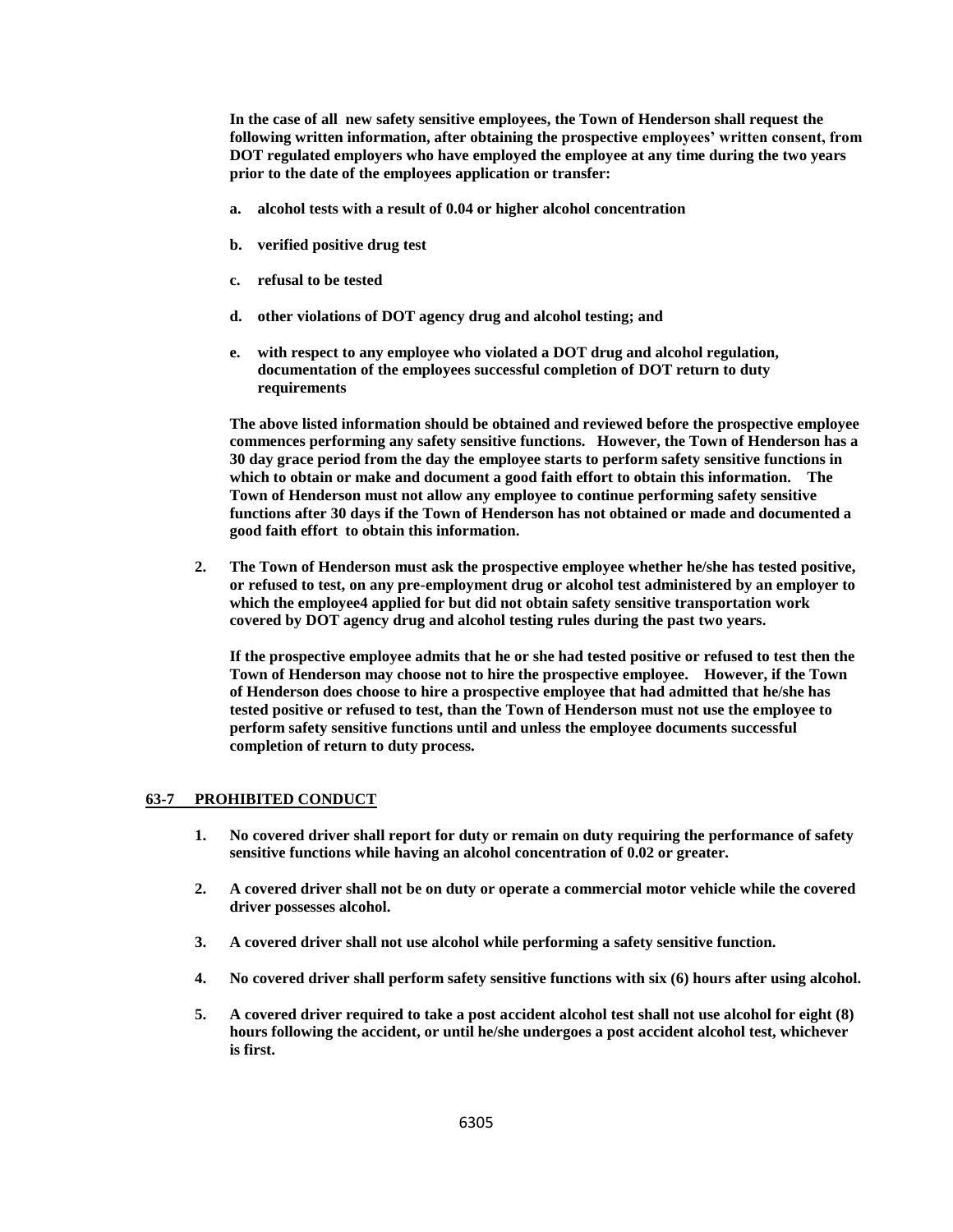**In the case of all new safety sensitive employees, the Town of Henderson shall request the following written information, after obtaining the prospective employees' written consent, from DOT regulated employers who have employed the employee at any time during the two years prior to the date of the employees application or transfer:**

**a. alcohol tests with a result of 0.04 or higher alcohol concentration**

**b. verified positive drug test**

**c. refusal to be tested**

**d. other violations of DOT agency drug and alcohol testing; and**

**e. with respect to any employee who violated a DOT drug and alcohol regulation, documentation of the employees successful completion of DOT return to duty requirements**

**The above listed information should be obtained and reviewed before the prospective employee commences performing any safety sensitive functions. However, the Town of Henderson has a 30 day grace period from the day the employee starts to perform safety sensitive functions in which to obtain or make and document a good faith effort to obtain this information. The Town of Henderson must not allow any employee to continue performing safety sensitive functions after 30 days if the Town of Henderson has not obtained or made and documented a good faith effort to obtain this information.**

**2. The Town of Henderson must ask the prospective employee whether he/she has tested positive, or refused to test, on any pre-employment drug or alcohol test administered by an employer to which the employee4 applied for but did not obtain safety sensitive transportation work covered by DOT agency drug and alcohol testing rules during the past two years.**

**If the prospective employee admits that he or she had tested positive or refused to test then the Town of Henderson may choose not to hire the prospective employee. However, if the Town of Henderson does choose to hire a prospective employee that had admitted that he/she has tested positive or refused to test, than the Town of Henderson must not use the employee to perform safety sensitive functions until and unless the employee documents successful completion of return to duty process.**

## 63-7 PROHIBITED CONDUCT

**1. No covered driver shall report for duty or remain on duty requiring the performance of safety sensitive functions while having an alcohol concentration of 0.02 or greater.**

**2. A covered driver shall not be on duty or operate a commercial motor vehicle while the covered driver possesses alcohol.**

**3. A covered driver shall not use alcohol while performing a safety sensitive function.**

**4. No covered driver shall perform safety sensitive functions with six (6) hours after using alcohol.**

**5. A covered driver required to take a post accident alcohol test shall not use alcohol for eight (8) hours following the accident, or until he/she undergoes a post accident alcohol test, whichever is first.**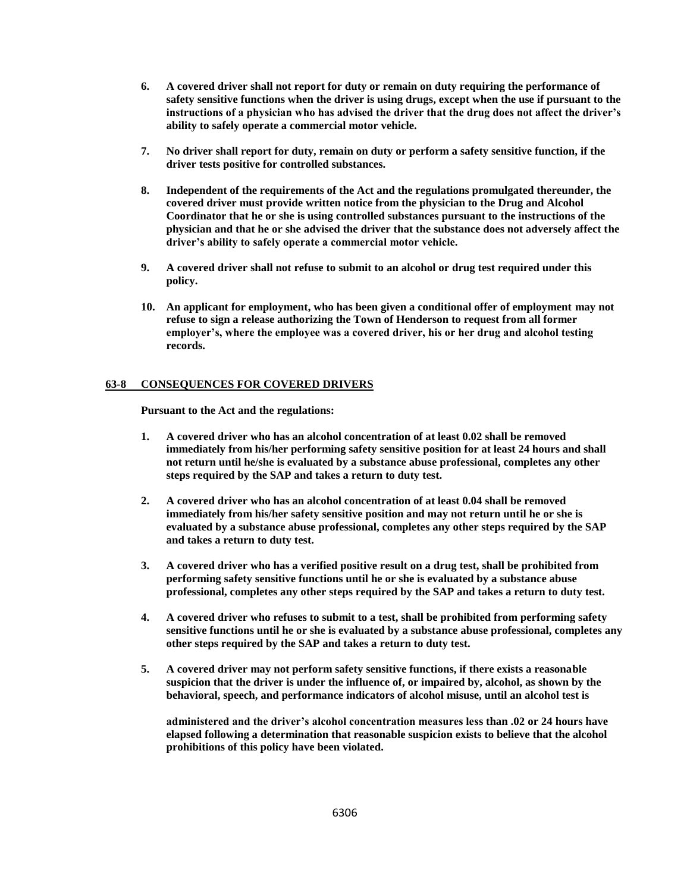6. **A covered driver shall not report for duty or remain on duty requiring the performance of safety sensitive functions when the driver is using drugs, except when the use if pursuant to the instructions of a physician who has advised the driver that the drug does not affect the driver's ability to safely operate a commercial motor vehicle.**

7. **No driver shall report for duty, remain on duty or perform a safety sensitive function, if the driver tests positive for controlled substances.**

8. **Independent of the requirements of the Act and the regulations promulgated thereunder, the covered driver must provide written notice from the physician to the Drug and Alcohol Coordinator that he or she is using controlled substances pursuant to the instructions of the physician and that he or she advised the driver that the substance does not adversely affect the driver's ability to safely operate a commercial motor vehicle.**

9. **A covered driver shall not refuse to submit to an alcohol or drug test required under this policy.**

10. **An applicant for employment, who has been given a conditional offer of employment may not refuse to sign a release authorizing the Town of Henderson to request from all former employer's, where the employee was a covered driver, his or her drug and alcohol testing records.**

## 63-8 CONSEQUENCES FOR COVERED DRIVERS

**Pursuant to the Act and the regulations:**

1. **A covered driver who has an alcohol concentration of at least 0.02 shall be removed immediately from his/her performing safety sensitive position for at least 24 hours and shall not return until he/she is evaluated by a substance abuse professional, completes any other steps required by the SAP and takes a return to duty test.**

2. **A covered driver who has an alcohol concentration of at least 0.04 shall be removed immediately from his/her safety sensitive position and may not return until he or she is evaluated by a substance abuse professional, completes any other steps required by the SAP and takes a return to duty test.**

3. **A covered driver who has a verified positive result on a drug test, shall be prohibited from performing safety sensitive functions until he or she is evaluated by a substance abuse professional, completes any other steps required by the SAP and takes a return to duty test.**

4. **A covered driver who refuses to submit to a test, shall be prohibited from performing safety sensitive functions until he or she is evaluated by a substance abuse professional, completes any other steps required by the SAP and takes a return to duty test.**

5. **A covered driver may not perform safety sensitive functions, if there exists a reasonable suspicion that the driver is under the influence of, or impaired by, alcohol, as shown by the behavioral, speech, and performance indicators of alcohol misuse, until an alcohol test is administered and the driver's alcohol concentration measures less than .02 or 24 hours have elapsed following a determination that reasonable suspicion exists to believe that the alcohol prohibitions of this policy have been violated.**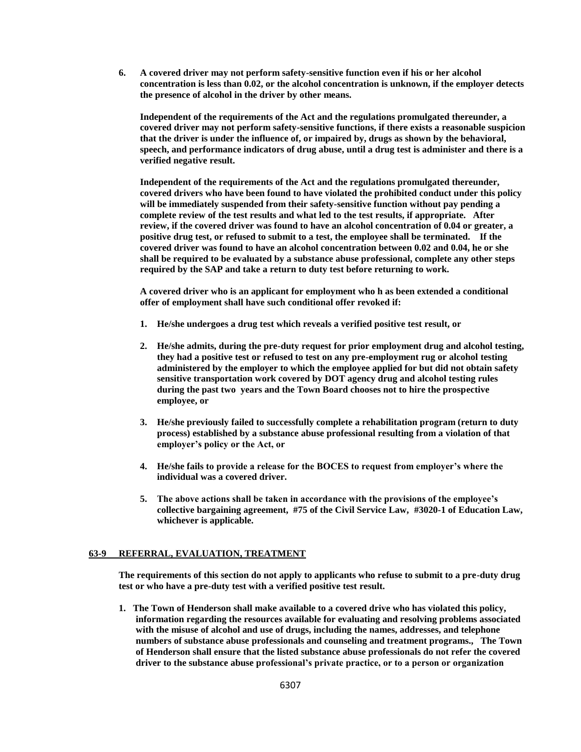**6. A covered driver may not perform safety-sensitive function even if his or her alcohol concentration is less than 0.02, or the alcohol concentration is unknown, if the employer detects the presence of alcohol in the driver by other means.**

**Independent of the requirements of the Act and the regulations promulgated thereunder, a covered driver may not perform safety-sensitive functions, if there exists a reasonable suspicion that the driver is under the influence of, or impaired by, drugs as shown by the behavioral, speech, and performance indicators of drug abuse, until a drug test is administer and there is a verified negative result.**

**Independent of the requirements of the Act and the regulations promulgated thereunder, covered drivers who have been found to have violated the prohibited conduct under this policy will be immediately suspended from their safety-sensitive function without pay pending a complete review of the test results and what led to the test results, if appropriate. After review, if the covered driver was found to have an alcohol concentration of 0.04 or greater, a positive drug test, or refused to submit to a test, the employee shall be terminated. If the covered driver was found to have an alcohol concentration between 0.02 and 0.04, he or she shall be required to be evaluated by a substance abuse professional, complete any other steps required by the SAP and take a return to duty test before returning to work.**

**A covered driver who is an applicant for employment who h as been extended a conditional offer of employment shall have such conditional offer revoked if:**

1. **He/she undergoes a drug test which reveals a verified positive test result, or**
2. **He/she admits, during the pre-duty request for prior employment drug and alcohol testing, they had a positive test or refused to test on any pre-employment rug or alcohol testing administered by the employer to which the employee applied for but did not obtain safety sensitive transportation work covered by DOT agency drug and alcohol testing rules during the past two years and the Town Board chooses not to hire the prospective employee, or**
3. **He/she previously failed to successfully complete a rehabilitation program (return to duty process) established by a substance abuse professional resulting from a violation of that employer's policy or the Act, or**
4. **He/she fails to provide a release for the BOCES to request from employer's where the individual was a covered driver.**
5. **The above actions shall be taken in accordance with the provisions of the employee's collective bargaining agreement, #75 of the Civil Service Law, #3020-1 of Education Law, whichever is applicable.**

## 63-9 REFERRAL, EVALUATION, TREATMENT

**The requirements of this section do not apply to applicants who refuse to submit to a pre-duty drug test or who have a pre-duty test with a verified positive test result.**

1. **The Town of Henderson shall make available to a covered drive who has violated this policy, information regarding the resources available for evaluating and resolving problems associated with the misuse of alcohol and use of drugs, including the names, addresses, and telephone numbers of substance abuse professionals and counseling and treatment programs., The Town of Henderson shall ensure that the listed substance abuse professionals do not refer the covered driver to the substance abuse professional's private practice, or to a person or organization**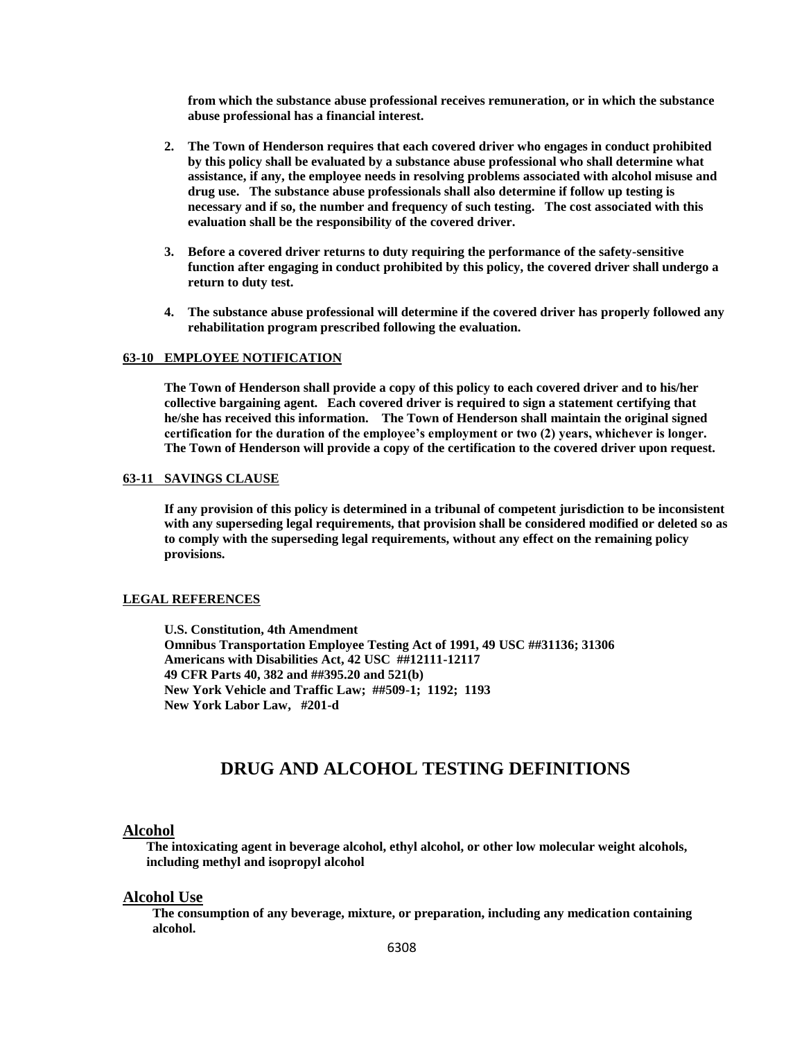**from which the substance abuse professional receives remuneration, or in which the substance abuse professional has a financial interest.**

2. **The Town of Henderson requires that each covered driver who engages in conduct prohibited by this policy shall be evaluated by a substance abuse professional who shall determine what assistance, if any, the employee needs in resolving problems associated with alcohol misuse and drug use. The substance abuse professionals shall also determine if follow up testing is necessary and if so, the number and frequency of such testing. The cost associated with this evaluation shall be the responsibility of the covered driver.**

3. **Before a covered driver returns to duty requiring the performance of the safety-sensitive function after engaging in conduct prohibited by this policy, the covered driver shall undergo a return to duty test.**

4. **The substance abuse professional will determine if the covered driver has properly followed any rehabilitation program prescribed following the evaluation.**

#### 63-10 EMPLOYEE NOTIFICATION

**The Town of Henderson shall provide a copy of this policy to each covered driver and to his/her collective bargaining agent. Each covered driver is required to sign a statement certifying that he/she has received this information. The Town of Henderson shall maintain the original signed certification for the duration of the employee's employment or two (2) years, whichever is longer. The Town of Henderson will provide a copy of the certification to the covered driver upon request.**

#### 63-11 SAVINGS CLAUSE

**If any provision of this policy is determined in a tribunal of competent jurisdiction to be inconsistent with any superseding legal requirements, that provision shall be considered modified or deleted so as to comply with the superseding legal requirements, without any effect on the remaining policy provisions.**

#### LEGAL REFERENCES

**U.S. Constitution, 4th Amendment**
**Omnibus Transportation Employee Testing Act of 1991, 49 USC ##31136; 31306**
**Americans with Disabilities Act, 42 USC ##12111-12117**
**49 CFR Parts 40, 382 and ##395.20 and 521(b)**
**New York Vehicle and Traffic Law; ##509-1; 1192; 1193**
**New York Labor Law, #201-d**

## DRUG AND ALCOHOL TESTING DEFINITIONS

### Alcohol

**The intoxicating agent in beverage alcohol, ethyl alcohol, or other low molecular weight alcohols, including methyl and isopropyl alcohol**

### Alcohol Use

**The consumption of any beverage, mixture, or preparation, including any medication containing alcohol.**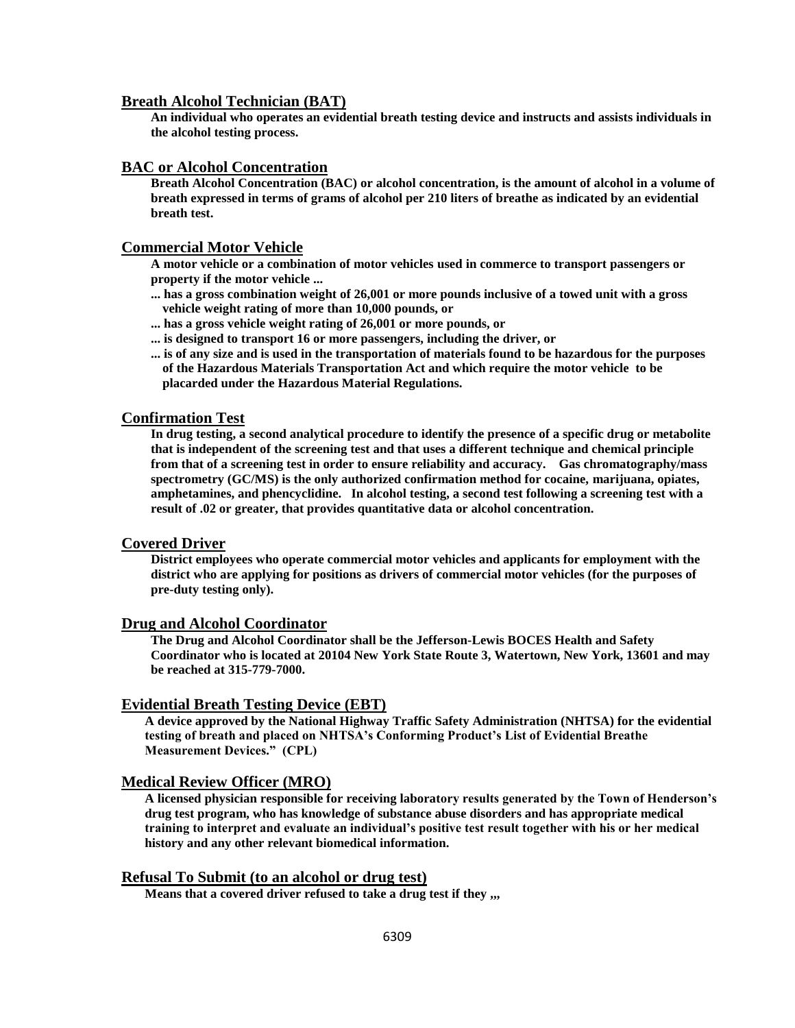## Breath Alcohol Technician (BAT)

**An individual who operates an evidential breath testing device and instructs and assists individuals in the alcohol testing process.**

## BAC or Alcohol Concentration

**Breath Alcohol Concentration (BAC) or alcohol concentration, is the amount of alcohol in a volume of breath expressed in terms of grams of alcohol per 210 liters of breathe as indicated by an evidential breath test.**

## Commercial Motor Vehicle

**A motor vehicle or a combination of motor vehicles used in commerce to transport passengers or property if the motor vehicle ...**

**... has a gross combination weight of 26,001 or more pounds inclusive of a towed unit with a gross vehicle weight rating of more than 10,000 pounds, or**

**... has a gross vehicle weight rating of 26,001 or more pounds, or**

**... is designed to transport 16 or more passengers, including the driver, or**

**... is of any size and is used in the transportation of materials found to be hazardous for the purposes of the Hazardous Materials Transportation Act and which require the motor vehicle to be placarded under the Hazardous Material Regulations.**

## Confirmation Test

**In drug testing, a second analytical procedure to identify the presence of a specific drug or metabolite that is independent of the screening test and that uses a different technique and chemical principle from that of a screening test in order to ensure reliability and accuracy. Gas chromatography/mass spectrometry (GC/MS) is the only authorized confirmation method for cocaine, marijuana, opiates, amphetamines, and phencyclidine. In alcohol testing, a second test following a screening test with a result of .02 or greater, that provides quantitative data or alcohol concentration.**

## Covered Driver

**District employees who operate commercial motor vehicles and applicants for employment with the district who are applying for positions as drivers of commercial motor vehicles (for the purposes of pre-duty testing only).**

## Drug and Alcohol Coordinator

**The Drug and Alcohol Coordinator shall be the Jefferson-Lewis BOCES Health and Safety Coordinator who is located at 20104 New York State Route 3, Watertown, New York, 13601 and may be reached at 315-779-7000.**

## Evidential Breath Testing Device (EBT)

**A device approved by the National Highway Traffic Safety Administration (NHTSA) for the evidential testing of breath and placed on NHTSA's Conforming Product's List of Evidential Breathe Measurement Devices." (CPL)**

## Medical Review Officer (MRO)

**A licensed physician responsible for receiving laboratory results generated by the Town of Henderson's drug test program, who has knowledge of substance abuse disorders and has appropriate medical training to interpret and evaluate an individual's positive test result together with his or her medical history and any other relevant biomedical information.**

## Refusal To Submit (to an alcohol or drug test)

**Means that a covered driver refused to take a drug test if they ,,,**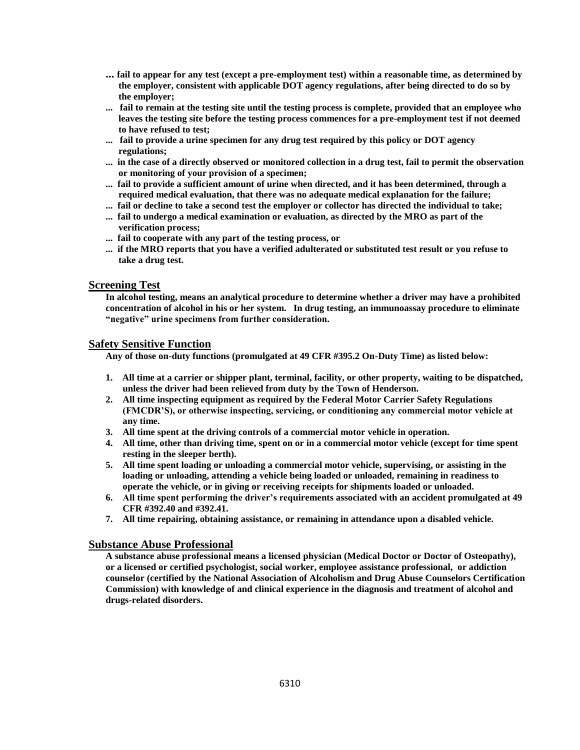- **... fail to appear for any test (except a pre-employment test) within a reasonable time, as determined by the employer, consistent with applicable DOT agency regulations, after being directed to do so by the employer;**
- **... fail to remain at the testing site until the testing process is complete, provided that an employee who leaves the testing site before the testing process commences for a pre-employment test if not deemed to have refused to test;**
- **... fail to provide a urine specimen for any drug test required by this policy or DOT agency regulations;**
- **... in the case of a directly observed or monitored collection in a drug test, fail to permit the observation or monitoring of your provision of a specimen;**
- **... fail to provide a sufficient amount of urine when directed, and it has been determined, through a required medical evaluation, that there was no adequate medical explanation for the failure;**
- **... fail or decline to take a second test the employer or collector has directed the individual to take;**
- **... fail to undergo a medical examination or evaluation, as directed by the MRO as part of the verification process;**
- **... fail to cooperate with any part of the testing process, or**
- **... if the MRO reports that you have a verified adulterated or substituted test result or you refuse to take a drug test.**

## Screening Test

**In alcohol testing, means an analytical procedure to determine whether a driver may have a prohibited concentration of alcohol in his or her system. In drug testing, an immunoassay procedure to eliminate "negative" urine specimens from further consideration.**

## Safety Sensitive Function

**Any of those on-duty functions (promulgated at 49 CFR #395.2 On-Duty Time) as listed below:**

1. **All time at a carrier or shipper plant, terminal, facility, or other property, waiting to be dispatched, unless the driver had been relieved from duty by the Town of Henderson.**
2. **All time inspecting equipment as required by the Federal Motor Carrier Safety Regulations (FMCDR'S), or otherwise inspecting, servicing, or conditioning any commercial motor vehicle at any time.**
3. **All time spent at the driving controls of a commercial motor vehicle in operation.**
4. **All time, other than driving time, spent on or in a commercial motor vehicle (except for time spent resting in the sleeper berth).**
5. **All time spent loading or unloading a commercial motor vehicle, supervising, or assisting in the loading or unloading, attending a vehicle being loaded or unloaded, remaining in readiness to operate the vehicle, or in giving or receiving receipts for shipments loaded or unloaded.**
6. **All time spent performing the driver's requirements associated with an accident promulgated at 49 CFR #392.40 and #392.41.**
7. **All time repairing, obtaining assistance, or remaining in attendance upon a disabled vehicle.**

## Substance Abuse Professional

**A substance abuse professional means a licensed physician (Medical Doctor or Doctor of Osteopathy), or a licensed or certified psychologist, social worker, employee assistance professional, or addiction counselor (certified by the National Association of Alcoholism and Drug Abuse Counselors Certification Commission) with knowledge of and clinical experience in the diagnosis and treatment of alcohol and drugs-related disorders.**